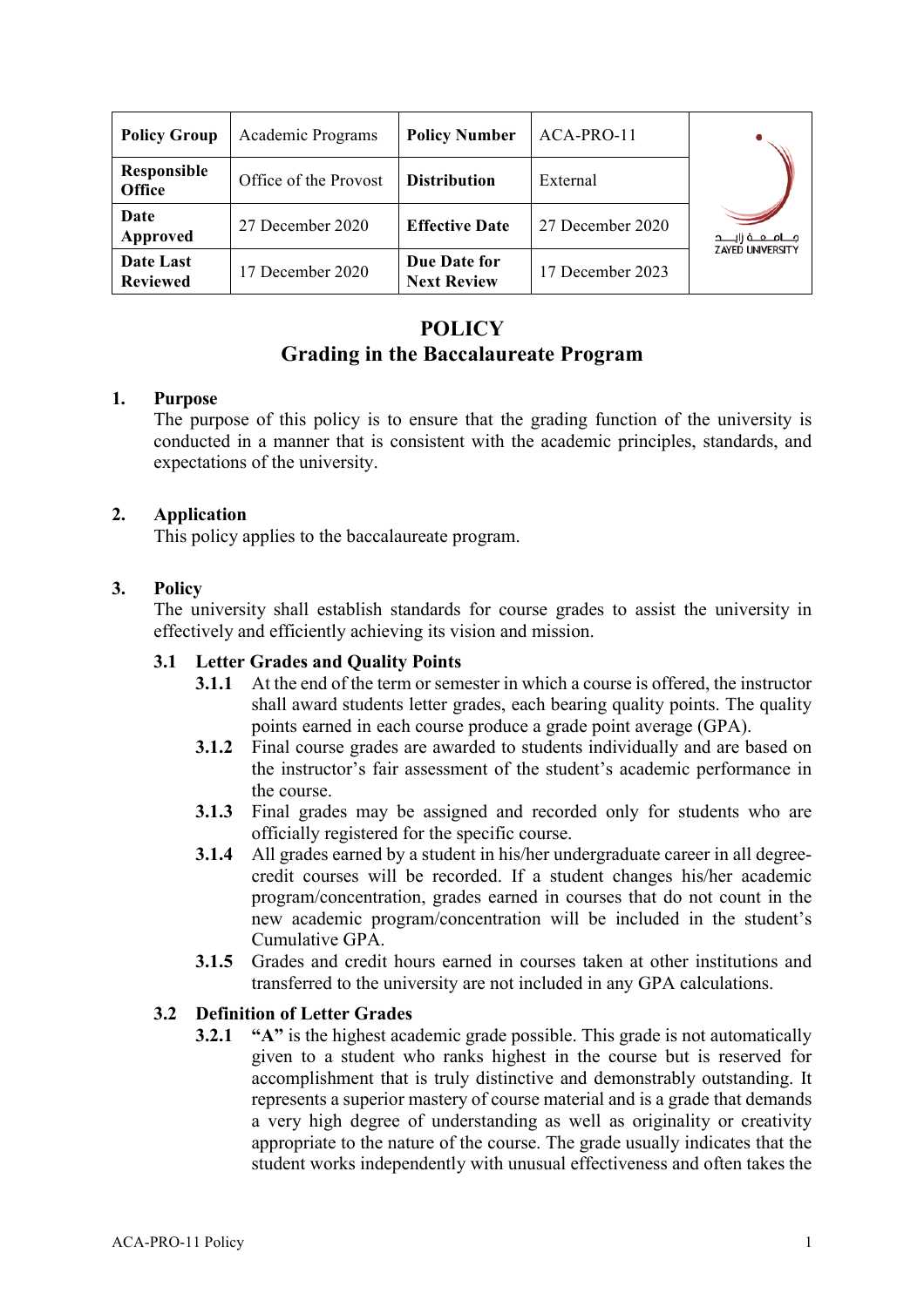| Policy Group | Academic Programs | Policy Number | ACA-PRO-11 | |
|---|---|---|---|---|
| Responsible Office | Office of the Provost | Distribution | External | |
| Date Approved | 27 December 2020 | Effective Date | 27 December 2020 | جامعة زايد ZAYED UNIVERSITY |
| Date Last Reviewed | 17 December 2020 | Due Date for Next Review | 17 December 2023 | |

# POLICY
# Grading in the Baccalaureate Program

## 1. Purpose

The purpose of this policy is to ensure that the grading function of the university is conducted in a manner that is consistent with the academic principles, standards, and expectations of the university.

## 2. Application

This policy applies to the baccalaureate program.

## 3. Policy

The university shall establish standards for course grades to assist the university in effectively and efficiently achieving its vision and mission.

### 3.1 Letter Grades and Quality Points

**3.1.1** At the end of the term or semester in which a course is offered, the instructor shall award students letter grades, each bearing quality points. The quality points earned in each course produce a grade point average (GPA).

**3.1.2** Final course grades are awarded to students individually and are based on the instructor's fair assessment of the student's academic performance in the course.

**3.1.3** Final grades may be assigned and recorded only for students who are officially registered for the specific course.

**3.1.4** All grades earned by a student in his/her undergraduate career in all degree-credit courses will be recorded. If a student changes his/her academic program/concentration, grades earned in courses that do not count in the new academic program/concentration will be included in the student's Cumulative GPA.

**3.1.5** Grades and credit hours earned in courses taken at other institutions and transferred to the university are not included in any GPA calculations.

### 3.2 Definition of Letter Grades

**3.2.1** **"A"** is the highest academic grade possible. This grade is not automatically given to a student who ranks highest in the course but is reserved for accomplishment that is truly distinctive and demonstrably outstanding. It represents a superior mastery of course material and is a grade that demands a very high degree of understanding as well as originality or creativity appropriate to the nature of the course. The grade usually indicates that the student works independently with unusual effectiveness and often takes the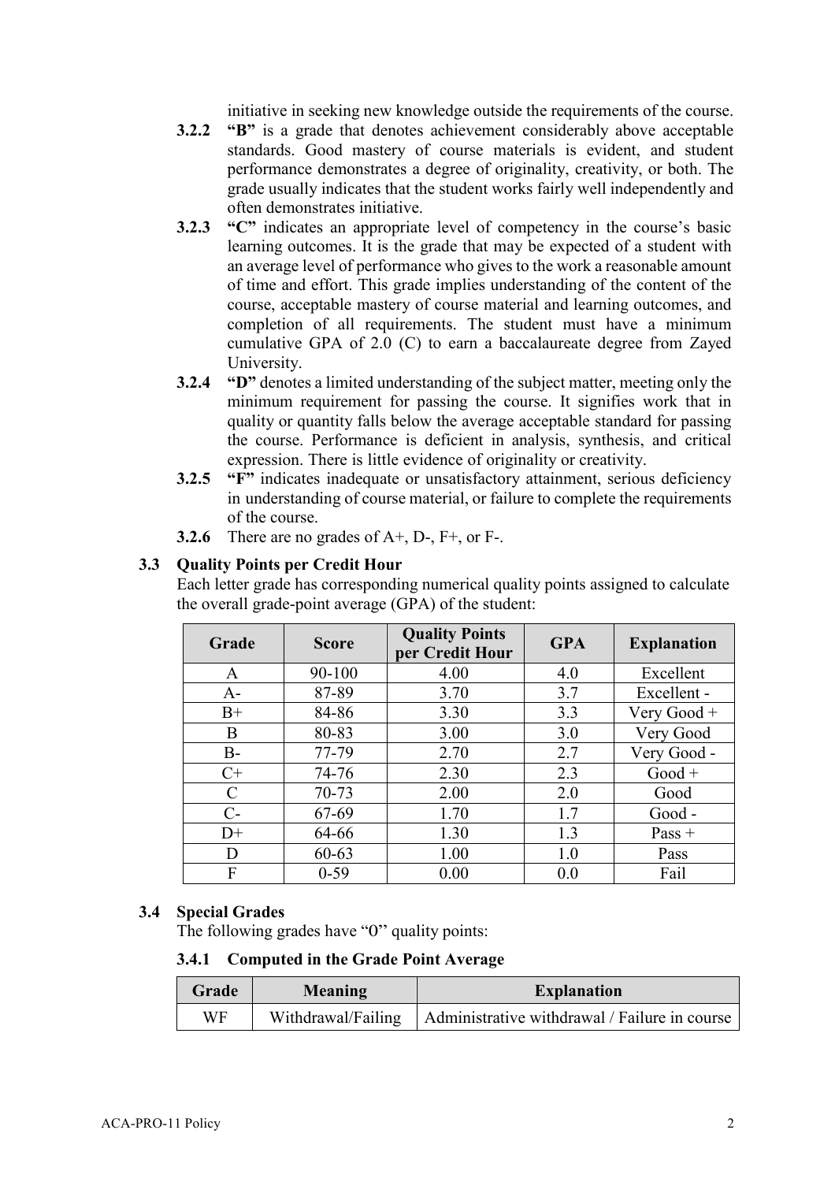initiative in seeking new knowledge outside the requirements of the course.

**3.2.2** **"B"** is a grade that denotes achievement considerably above acceptable standards. Good mastery of course materials is evident, and student performance demonstrates a degree of originality, creativity, or both. The grade usually indicates that the student works fairly well independently and often demonstrates initiative.

**3.2.3** **"C"** indicates an appropriate level of competency in the course's basic learning outcomes. It is the grade that may be expected of a student with an average level of performance who gives to the work a reasonable amount of time and effort. This grade implies understanding of the content of the course, acceptable mastery of course material and learning outcomes, and completion of all requirements. The student must have a minimum cumulative GPA of 2.0 (C) to earn a baccalaureate degree from Zayed University.

**3.2.4** **"D"** denotes a limited understanding of the subject matter, meeting only the minimum requirement for passing the course. It signifies work that in quality or quantity falls below the average acceptable standard for passing the course. Performance is deficient in analysis, synthesis, and critical expression. There is little evidence of originality or creativity.

**3.2.5** **"F"** indicates inadequate or unsatisfactory attainment, serious deficiency in understanding of course material, or failure to complete the requirements of the course.

**3.2.6** There are no grades of A+, D-, F+, or F-.

### 3.3 Quality Points per Credit Hour

Each letter grade has corresponding numerical quality points assigned to calculate the overall grade-point average (GPA) of the student:

| Grade | Score | Quality Points per Credit Hour | GPA | Explanation |
|---|---|---|---|---|
| A | 90-100 | 4.00 | 4.0 | Excellent |
| A- | 87-89 | 3.70 | 3.7 | Excellent - |
| B+ | 84-86 | 3.30 | 3.3 | Very Good + |
| B | 80-83 | 3.00 | 3.0 | Very Good |
| B- | 77-79 | 2.70 | 2.7 | Very Good - |
| C+ | 74-76 | 2.30 | 2.3 | Good + |
| C | 70-73 | 2.00 | 2.0 | Good |
| C- | 67-69 | 1.70 | 1.7 | Good - |
| D+ | 64-66 | 1.30 | 1.3 | Pass + |
| D | 60-63 | 1.00 | 1.0 | Pass |
| F | 0-59 | 0.00 | 0.0 | Fail |

### 3.4 Special Grades

The following grades have "0" quality points:

#### 3.4.1 Computed in the Grade Point Average

| Grade | Meaning | Explanation |
|---|---|---|
| WF | Withdrawal/Failing | Administrative withdrawal / Failure in course |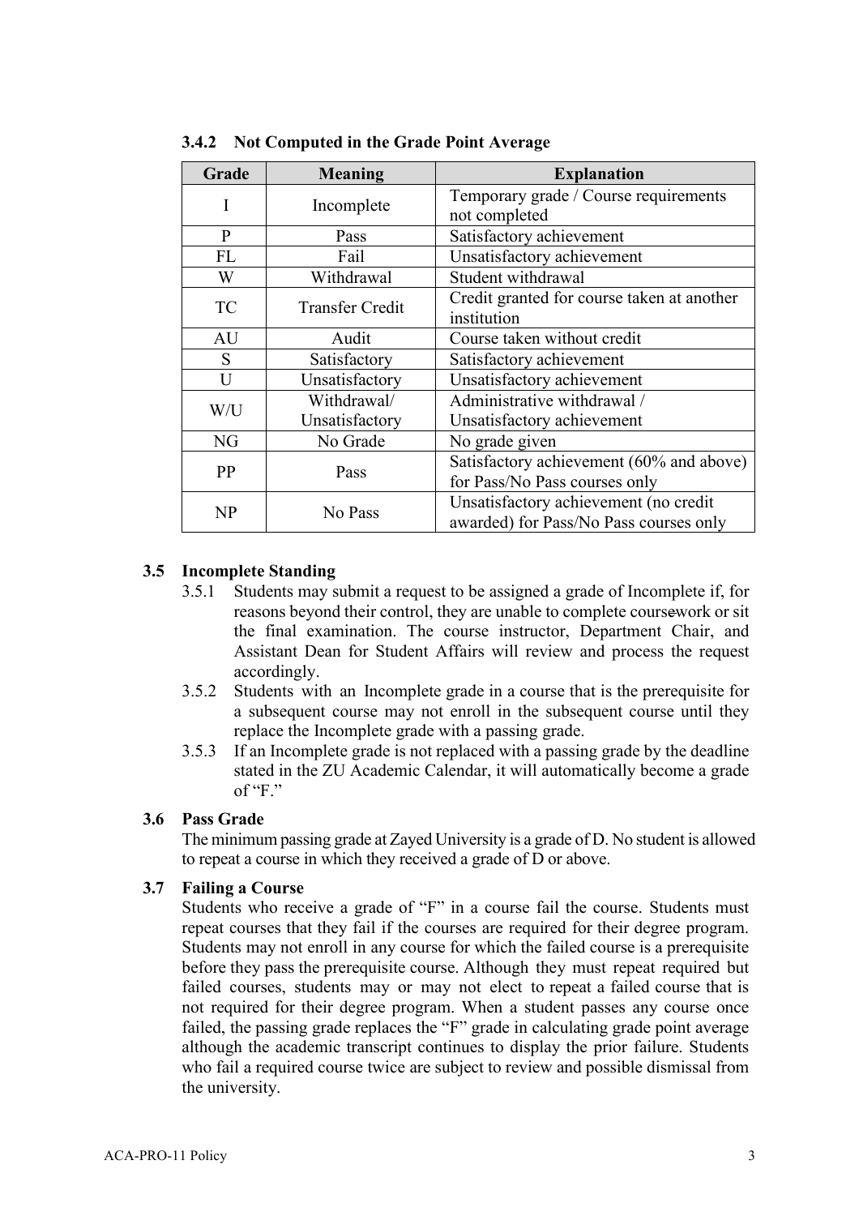### 3.4.2 Not Computed in the Grade Point Average

| Grade | Meaning | Explanation |
|---|---|---|
| I | Incomplete | Temporary grade / Course requirements not completed |
| P | Pass | Satisfactory achievement |
| FL | Fail | Unsatisfactory achievement |
| W | Withdrawal | Student withdrawal |
| TC | Transfer Credit | Credit granted for course taken at another institution |
| AU | Audit | Course taken without credit |
| S | Satisfactory | Satisfactory achievement |
| U | Unsatisfactory | Unsatisfactory achievement |
| W/U | Withdrawal/ Unsatisfactory | Administrative withdrawal / Unsatisfactory achievement |
| NG | No Grade | No grade given |
| PP | Pass | Satisfactory achievement (60% and above) for Pass/No Pass courses only |
| NP | No Pass | Unsatisfactory achievement (no credit awarded) for Pass/No Pass courses only |

## 3.5 Incomplete Standing

3.5.1 Students may submit a request to be assigned a grade of Incomplete if, for reasons beyond their control, they are unable to complete coursework or sit the final examination. The course instructor, Department Chair, and Assistant Dean for Student Affairs will review and process the request accordingly.

3.5.2 Students with an Incomplete grade in a course that is the prerequisite for a subsequent course may not enroll in the subsequent course until they replace the Incomplete grade with a passing grade.

3.5.3 If an Incomplete grade is not replaced with a passing grade by the deadline stated in the ZU Academic Calendar, it will automatically become a grade of "F."

## 3.6 Pass Grade

The minimum passing grade at Zayed University is a grade of D. No student is allowed to repeat a course in which they received a grade of D or above.

## 3.7 Failing a Course

Students who receive a grade of "F" in a course fail the course. Students must repeat courses that they fail if the courses are required for their degree program. Students may not enroll in any course for which the failed course is a prerequisite before they pass the prerequisite course. Although they must repeat required but failed courses, students may or may not elect to repeat a failed course that is not required for their degree program. When a student passes any course once failed, the passing grade replaces the "F" grade in calculating grade point average although the academic transcript continues to display the prior failure. Students who fail a required course twice are subject to review and possible dismissal from the university.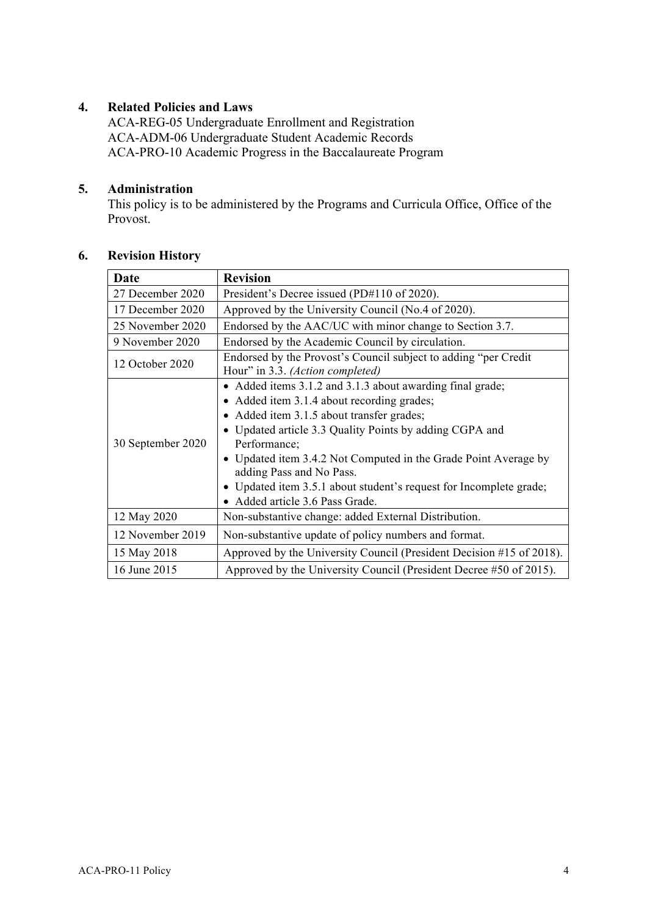## 4. Related Policies and Laws

ACA-REG-05 Undergraduate Enrollment and Registration
ACA-ADM-06 Undergraduate Student Academic Records
ACA-PRO-10 Academic Progress in the Baccalaureate Program

## 5. Administration

This policy is to be administered by the Programs and Curricula Office, Office of the Provost.

## 6. Revision History

| Date | Revision |
|---|---|
| 27 December 2020 | President's Decree issued (PD#110 of 2020). |
| 17 December 2020 | Approved by the University Council (No.4 of 2020). |
| 25 November 2020 | Endorsed by the AAC/UC with minor change to Section 3.7. |
| 9 November 2020 | Endorsed by the Academic Council by circulation. |
| 12 October 2020 | Endorsed by the Provost's Council subject to adding "per Credit Hour" in 3.3. *(Action completed)* |
| 30 September 2020 | • Added items 3.1.2 and 3.1.3 about awarding final grade;<br>• Added item 3.1.4 about recording grades;<br>• Added item 3.1.5 about transfer grades;<br>• Updated article 3.3 Quality Points by adding CGPA and Performance;<br>• Updated item 3.4.2 Not Computed in the Grade Point Average by adding Pass and No Pass.<br>• Updated item 3.5.1 about student's request for Incomplete grade;<br>• Added article 3.6 Pass Grade. |
| 12 May 2020 | Non-substantive change: added External Distribution. |
| 12 November 2019 | Non-substantive update of policy numbers and format. |
| 15 May 2018 | Approved by the University Council (President Decision #15 of 2018). |
| 16 June 2015 | Approved by the University Council (President Decree #50 of 2015). |